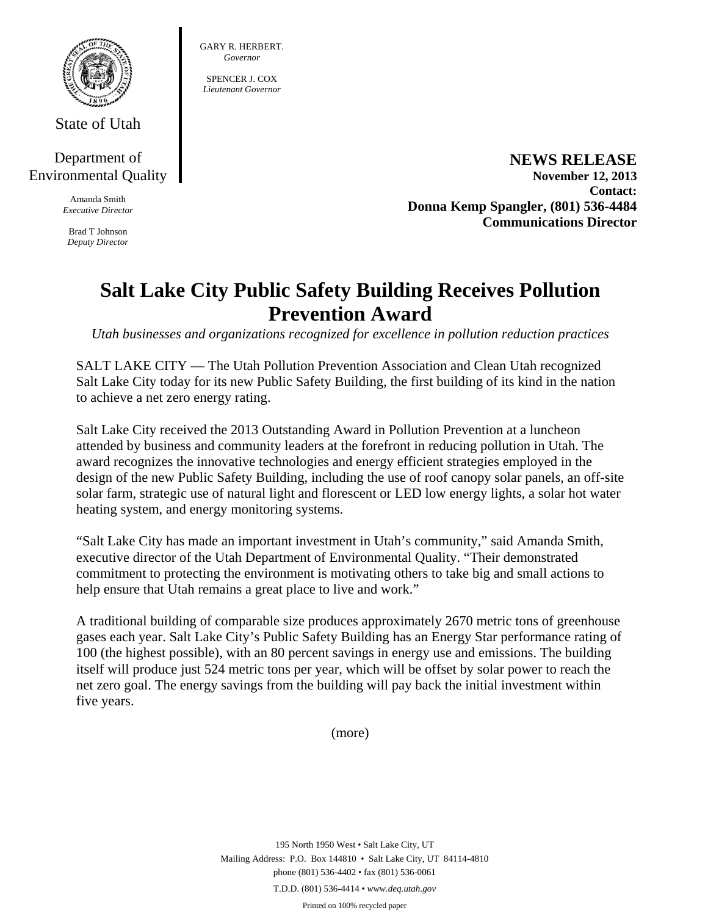State of Utah

Department of Environmental Quality

Amanda Smith
*Executive Director*

Brad T Johnson
*Deputy Director*

GARY R. HERBERT.
*Governor*

SPENCER J. COX
*Lieutenant Governor*

**NEWS RELEASE**
**November 12, 2013**
**Contact:**
**Donna Kemp Spangler, (801) 536-4484**
**Communications Director**

# Salt Lake City Public Safety Building Receives Pollution Prevention Award

*Utah businesses and organizations recognized for excellence in pollution reduction practices*

SALT LAKE CITY — The Utah Pollution Prevention Association and Clean Utah recognized Salt Lake City today for its new Public Safety Building, the first building of its kind in the nation to achieve a net zero energy rating.

Salt Lake City received the 2013 Outstanding Award in Pollution Prevention at a luncheon attended by business and community leaders at the forefront in reducing pollution in Utah. The award recognizes the innovative technologies and energy efficient strategies employed in the design of the new Public Safety Building, including the use of roof canopy solar panels, an off-site solar farm, strategic use of natural light and florescent or LED low energy lights, a solar hot water heating system, and energy monitoring systems.

"Salt Lake City has made an important investment in Utah's community," said Amanda Smith, executive director of the Utah Department of Environmental Quality. "Their demonstrated commitment to protecting the environment is motivating others to take big and small actions to help ensure that Utah remains a great place to live and work."

A traditional building of comparable size produces approximately 2670 metric tons of greenhouse gases each year. Salt Lake City's Public Safety Building has an Energy Star performance rating of 100 (the highest possible), with an 80 percent savings in energy use and emissions. The building itself will produce just 524 metric tons per year, which will be offset by solar power to reach the net zero goal. The energy savings from the building will pay back the initial investment within five years.

(more)

195 North 1950 West • Salt Lake City, UT
Mailing Address: P.O. Box 144810 • Salt Lake City, UT 84114-4810
phone (801) 536-4402 • fax (801) 536-0061
T.D.D. (801) 536-4414 • *www.deq.utah.gov*
Printed on 100% recycled paper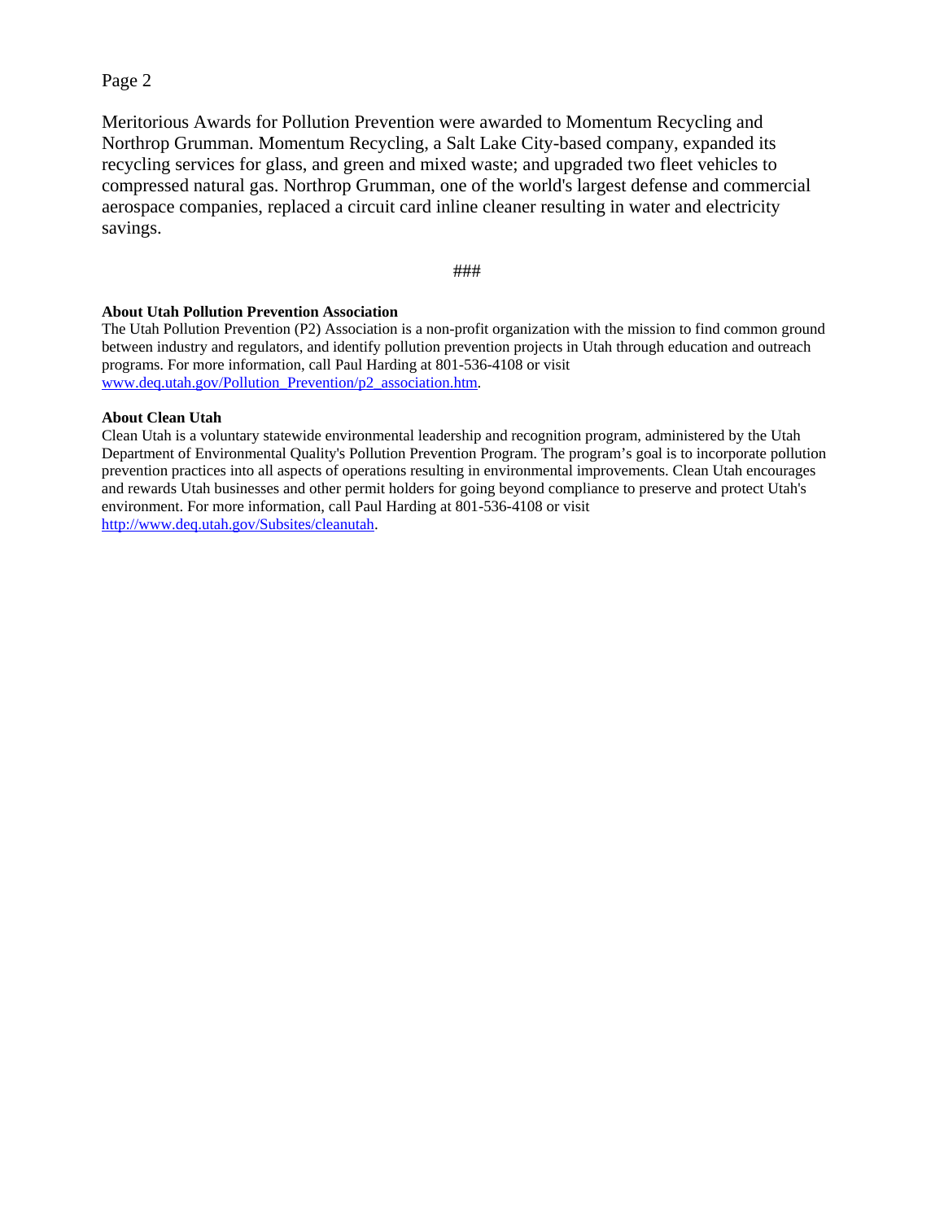Meritorious Awards for Pollution Prevention were awarded to Momentum Recycling and Northrop Grumman. Momentum Recycling, a Salt Lake City-based company, expanded its recycling services for glass, and green and mixed waste; and upgraded two fleet vehicles to compressed natural gas. Northrop Grumman, one of the world's largest defense and commercial aerospace companies, replaced a circuit card inline cleaner resulting in water and electricity savings.

###

**About Utah Pollution Prevention Association**

The Utah Pollution Prevention (P2) Association is a non-profit organization with the mission to find common ground between industry and regulators, and identify pollution prevention projects in Utah through education and outreach programs. For more information, call Paul Harding at 801-536-4108 or visit www.deq.utah.gov/Pollution_Prevention/p2_association.htm.

**About Clean Utah**

Clean Utah is a voluntary statewide environmental leadership and recognition program, administered by the Utah Department of Environmental Quality's Pollution Prevention Program. The program's goal is to incorporate pollution prevention practices into all aspects of operations resulting in environmental improvements. Clean Utah encourages and rewards Utah businesses and other permit holders for going beyond compliance to preserve and protect Utah's environment. For more information, call Paul Harding at 801-536-4108 or visit http://www.deq.utah.gov/Subsites/cleanutah.